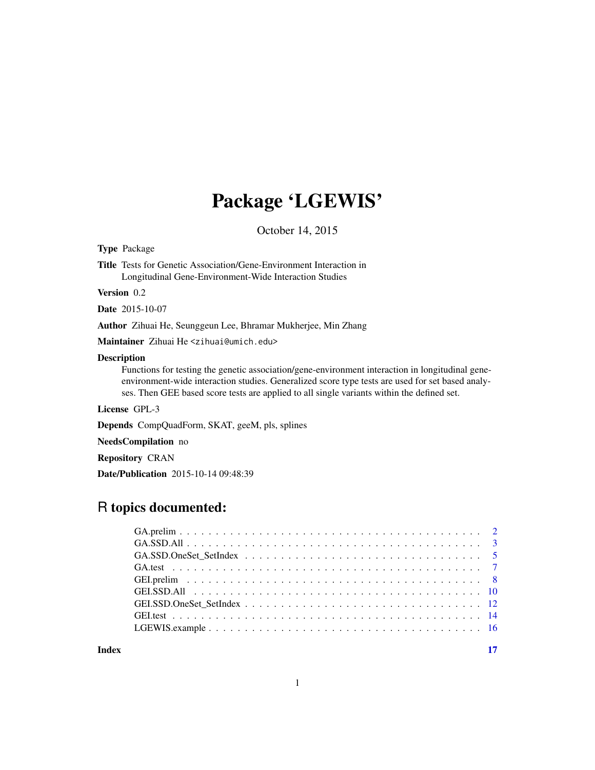# Package 'LGEWIS'

October 14, 2015

**Type** Package

**Title** Tests for Genetic Association/Gene-Environment Interaction in Longitudinal Gene-Environment-Wide Interaction Studies

**Version** 0.2

**Date** 2015-10-07

**Author** Zihuai He, Seunggeun Lee, Bhramar Mukherjee, Min Zhang

**Maintainer** Zihuai He <zihuai@umich.edu>

**Description** Functions for testing the genetic association/gene-environment interaction in longitudinal gene-environment-wide interaction studies. Generalized score type tests are used for set based analyses. Then GEE based score tests are applied to all single variants within the defined set.

**License** GPL-3

**Depends** CompQuadForm, SKAT, geeM, pls, splines

**NeedsCompilation** no

**Repository** CRAN

**Date/Publication** 2015-10-14 09:48:39

## R topics documented:

- GA.prelim . . . . . . . . . . . . . . . . . . . . . . . . . . . . . . . . . . . . . . . . . 2
- GA.SSD.All . . . . . . . . . . . . . . . . . . . . . . . . . . . . . . . . . . . . . . . . . 3
- GA.SSD.OneSet_SetIndex . . . . . . . . . . . . . . . . . . . . . . . . . . . . . . . . . . 5
- GA.test . . . . . . . . . . . . . . . . . . . . . . . . . . . . . . . . . . . . . . . . . . . 7
- GEI.prelim . . . . . . . . . . . . . . . . . . . . . . . . . . . . . . . . . . . . . . . . . 8
- GEI.SSD.All . . . . . . . . . . . . . . . . . . . . . . . . . . . . . . . . . . . . . . . . 10
- GEI.SSD.OneSet_SetIndex . . . . . . . . . . . . . . . . . . . . . . . . . . . . . . . . . 12
- GEI.test . . . . . . . . . . . . . . . . . . . . . . . . . . . . . . . . . . . . . . . . . . 14
- LGEWIS.example . . . . . . . . . . . . . . . . . . . . . . . . . . . . . . . . . . . . . . 16

**Index** 17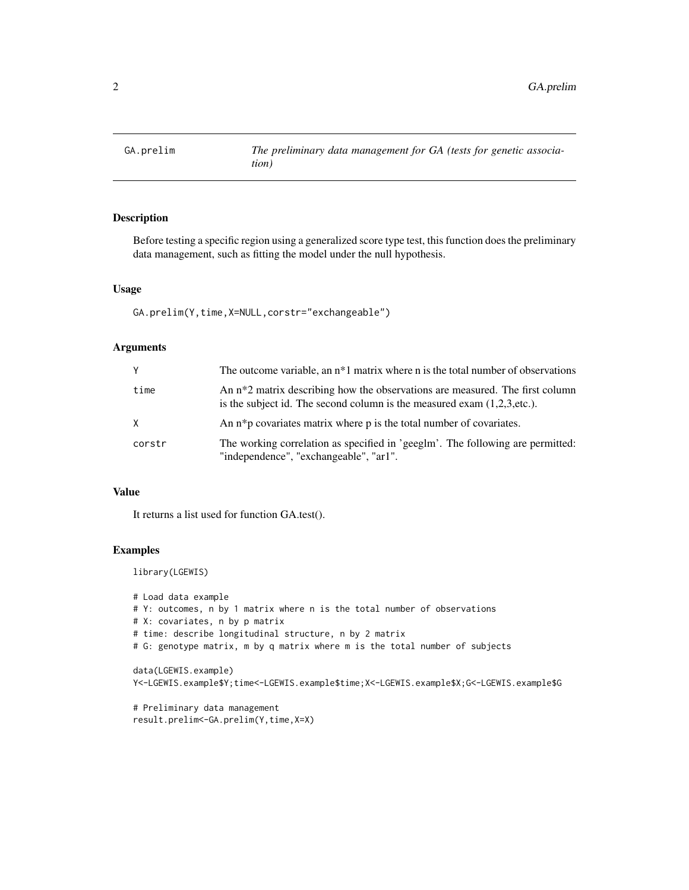GA.prelim — *The preliminary data management for GA (tests for genetic association)*

### Description

Before testing a specific region using a generalized score type test, this function does the preliminary data management, such as fitting the model under the null hypothesis.

### Usage

```
GA.prelim(Y,time,X=NULL,corstr="exchangeable")
```

### Arguments

| | |
|---|---|
| Y | The outcome variable, an n*1 matrix where n is the total number of observations |
| time | An n*2 matrix describing how the observations are measured. The first column is the subject id. The second column is the measured exam (1,2,3,etc.). |
| X | An n*p covariates matrix where p is the total number of covariates. |
| corstr | The working correlation as specified in 'geeglm'. The following are permitted: "independence", "exchangeable", "ar1". |

### Value

It returns a list used for function GA.test().

### Examples

```
library(LGEWIS)

# Load data example
# Y: outcomes, n by 1 matrix where n is the total number of observations
# X: covariates, n by p matrix
# time: describe longitudinal structure, n by 2 matrix
# G: genotype matrix, m by q matrix where m is the total number of subjects

data(LGEWIS.example)
Y<-LGEWIS.example$Y;time<-LGEWIS.example$time;X<-LGEWIS.example$X;G<-LGEWIS.example$G

# Preliminary data management
result.prelim<-GA.prelim(Y,time,X=X)
```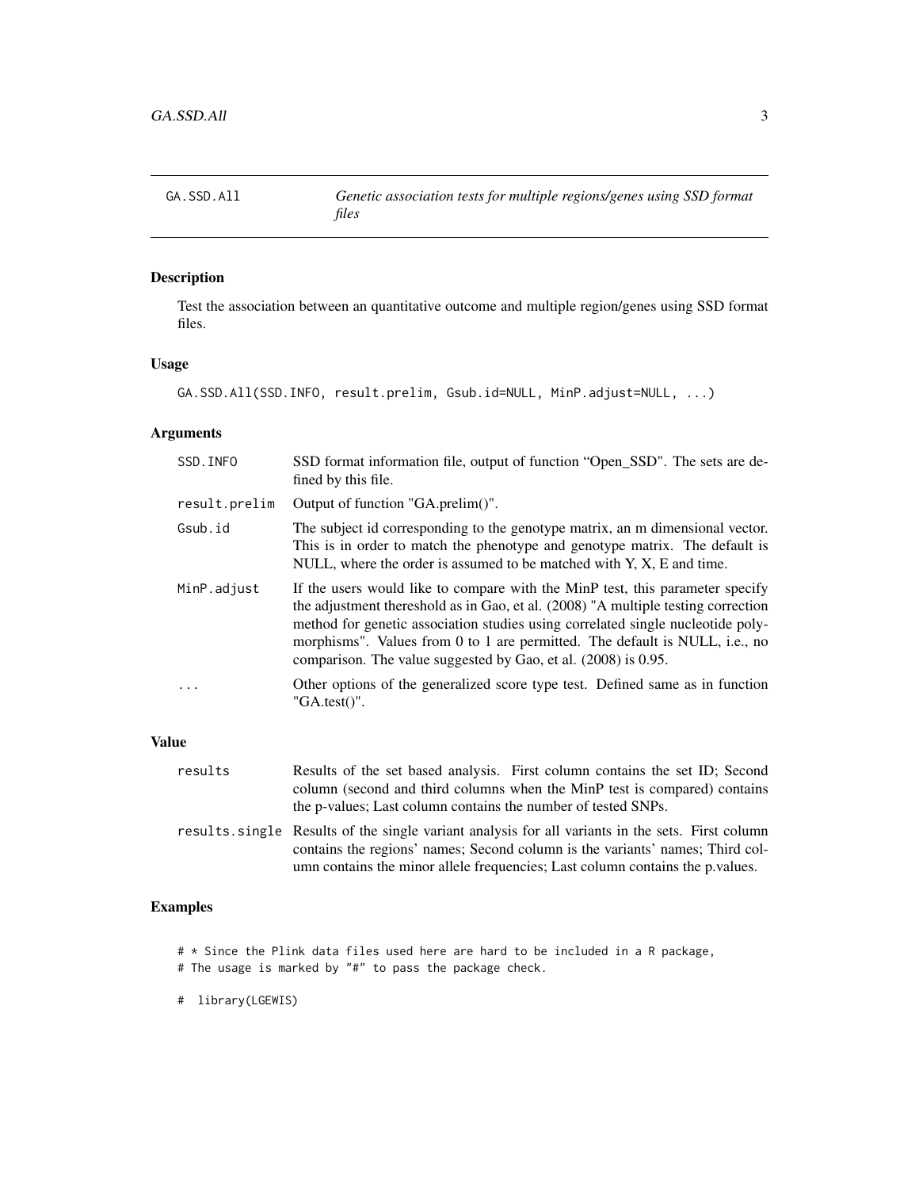GA.SSD.All *Genetic association tests for multiple regions/genes using SSD format files*

## Description

Test the association between an quantitative outcome and multiple region/genes using SSD format files.

## Usage

```
GA.SSD.All(SSD.INFO, result.prelim, Gsub.id=NULL, MinP.adjust=NULL, ...)
```

## Arguments

| | |
|---|---|
| SSD.INFO | SSD format information file, output of function "Open_SSD". The sets are defined by this file. |
| result.prelim | Output of function "GA.prelim()". |
| Gsub.id | The subject id corresponding to the genotype matrix, an m dimensional vector. This is in order to match the phenotype and genotype matrix. The default is NULL, where the order is assumed to be matched with Y, X, E and time. |
| MinP.adjust | If the users would like to compare with the MinP test, this parameter specify the adjustment thereshold as in Gao, et al. (2008) "A multiple testing correction method for genetic association studies using correlated single nucleotide polymorphisms". Values from 0 to 1 are permitted. The default is NULL, i.e., no comparison. The value suggested by Gao, et al. (2008) is 0.95. |
| ... | Other options of the generalized score type test. Defined same as in function "GA.test()". |

## Value

| | |
|---|---|
| results | Results of the set based analysis. First column contains the set ID; Second column (second and third columns when the MinP test is compared) contains the p-values; Last column contains the number of tested SNPs. |
| results.single | Results of the single variant analysis for all variants in the sets. First column contains the regions' names; Second column is the variants' names; Third column contains the minor allele frequencies; Last column contains the p.values. |

## Examples

```
# * Since the Plink data files used here are hard to be included in a R package,
# The usage is marked by "#" to pass the package check.

#  library(LGEWIS)
```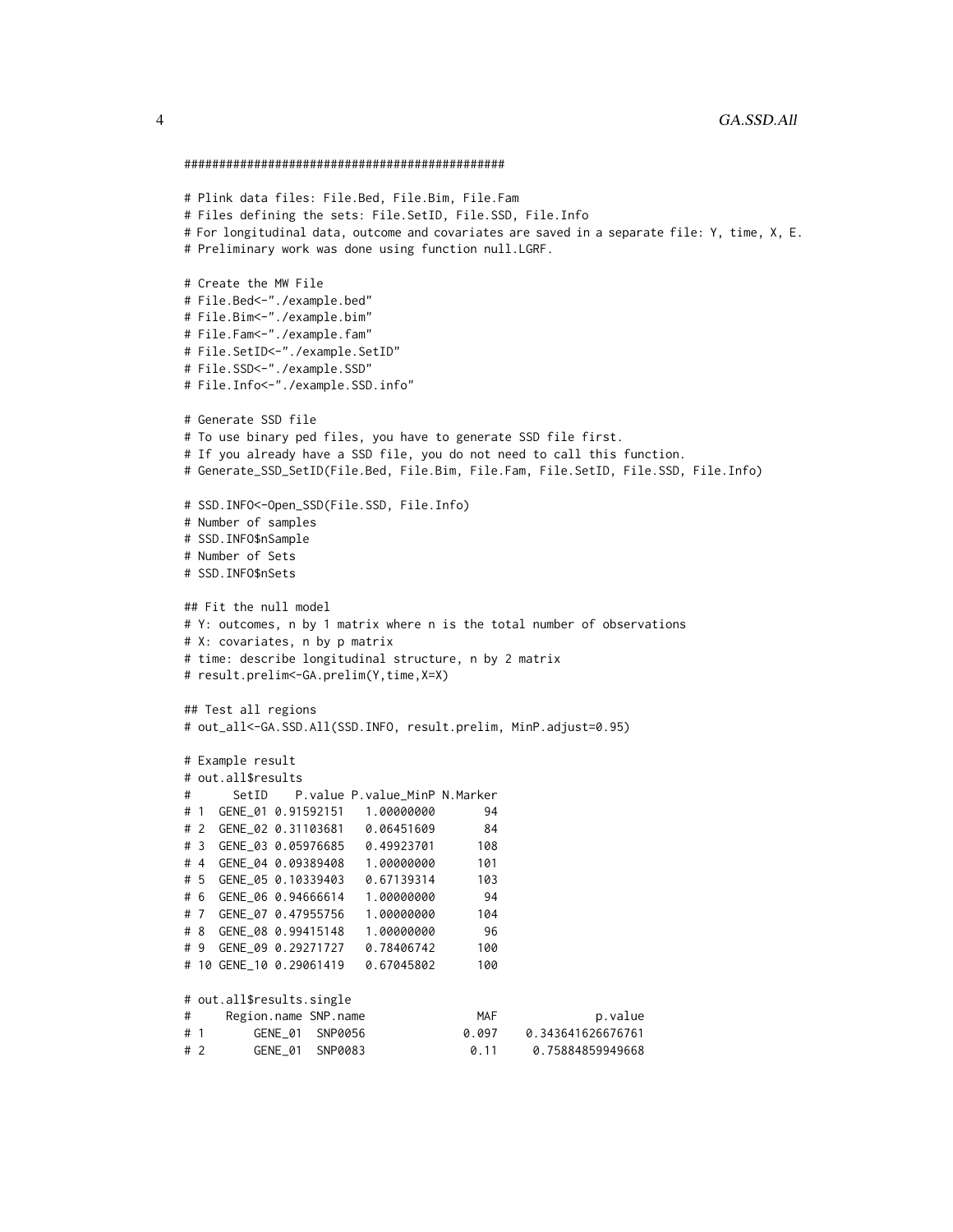```
##############################################

# Plink data files: File.Bed, File.Bim, File.Fam
# Files defining the sets: File.SetID, File.SSD, File.Info
# For longitudinal data, outcome and covariates are saved in a separate file: Y, time, X, E.
# Preliminary work was done using function null.LGRF.

# Create the MW File
# File.Bed<-"./example.bed"
# File.Bim<-"./example.bim"
# File.Fam<-"./example.fam"
# File.SetID<-"./example.SetID"
# File.SSD<-"./example.SSD"
# File.Info<-"./example.SSD.info"

# Generate SSD file
# To use binary ped files, you have to generate SSD file first.
# If you already have a SSD file, you do not need to call this function.
# Generate_SSD_SetID(File.Bed, File.Bim, File.Fam, File.SetID, File.SSD, File.Info)

# SSD.INFO<-Open_SSD(File.SSD, File.Info)
# Number of samples
# SSD.INFO$nSample
# Number of Sets
# SSD.INFO$nSets

## Fit the null model
# Y: outcomes, n by 1 matrix where n is the total number of observations
# X: covariates, n by p matrix
# time: describe longitudinal structure, n by 2 matrix
# result.prelim<-GA.prelim(Y,time,X=X)

## Test all regions
# out_all<-GA.SSD.All(SSD.INFO, result.prelim, MinP.adjust=0.95)

# Example result
# out.all$results
#      SetID    P.value P.value_MinP N.Marker
# 1  GENE_01 0.91592151   1.00000000       94
# 2  GENE_02 0.31103681   0.06451609       84
# 3  GENE_03 0.05976685   0.49923701      108
# 4  GENE_04 0.09389408   1.00000000      101
# 5  GENE_05 0.10339403   0.67139314      103
# 6  GENE_06 0.94666614   1.00000000       94
# 7  GENE_07 0.47955756   1.00000000      104
# 8  GENE_08 0.99415148   1.00000000       96
# 9  GENE_09 0.29271727   0.78406742      100
# 10 GENE_10 0.29061419   0.67045802      100

# out.all$results.single
#     Region.name SNP.name               MAF             p.value
# 1       GENE_01  SNP0056             0.097    0.343641626676761
# 2       GENE_01  SNP0083              0.11     0.75884859949668
```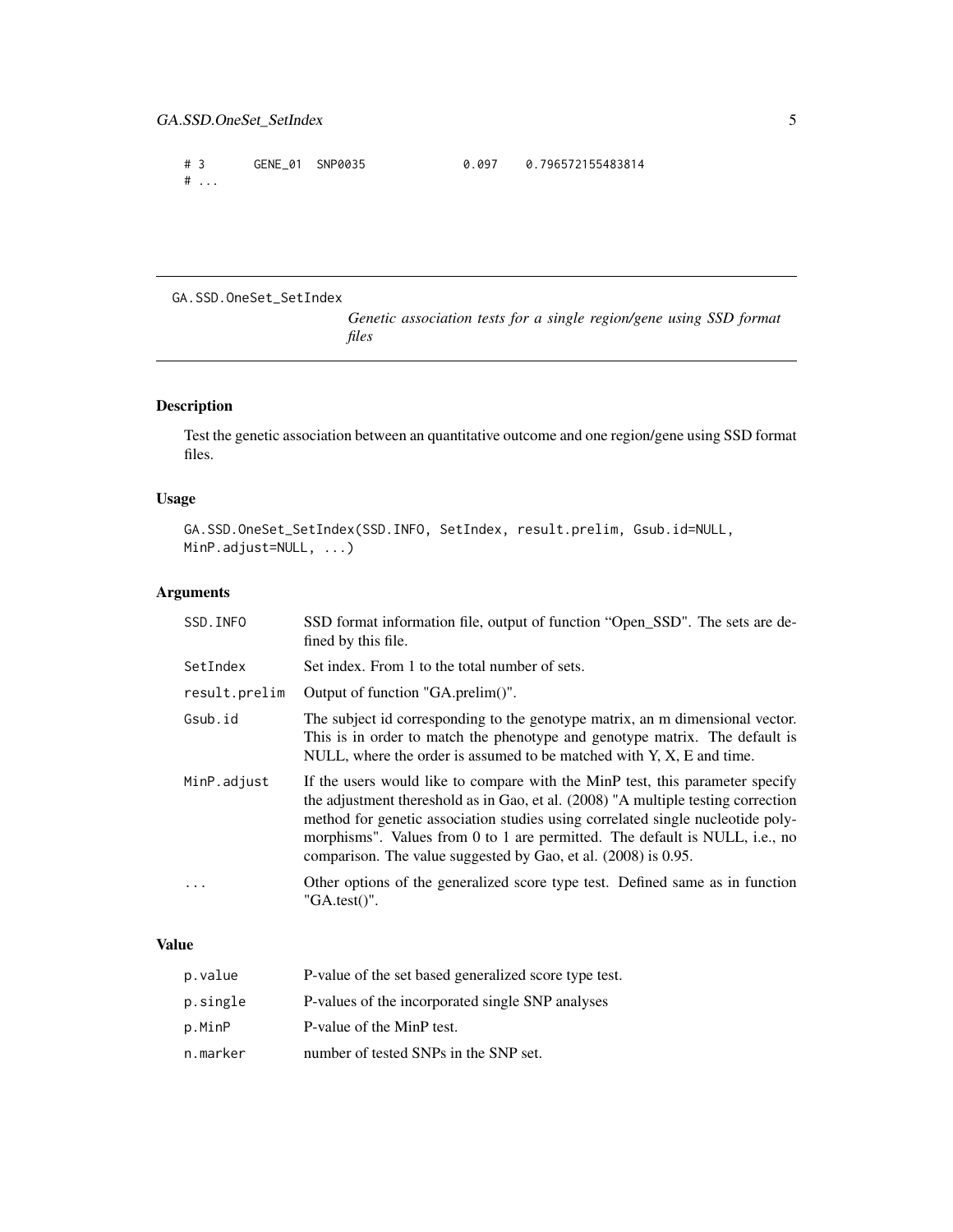```
# 3       GENE_01  SNP0035              0.097    0.796572155483814
# ...
```

---

GA.SSD.OneSet_SetIndex — *Genetic association tests for a single region/gene using SSD format files*

---

## Description

Test the genetic association between an quantitative outcome and one region/gene using SSD format files.

## Usage

```
GA.SSD.OneSet_SetIndex(SSD.INFO, SetIndex, result.prelim, Gsub.id=NULL,
MinP.adjust=NULL, ...)
```

## Arguments

| | |
|---|---|
| SSD.INFO | SSD format information file, output of function "Open_SSD". The sets are defined by this file. |
| SetIndex | Set index. From 1 to the total number of sets. |
| result.prelim | Output of function "GA.prelim()". |
| Gsub.id | The subject id corresponding to the genotype matrix, an m dimensional vector. This is in order to match the phenotype and genotype matrix. The default is NULL, where the order is assumed to be matched with Y, X, E and time. |
| MinP.adjust | If the users would like to compare with the MinP test, this parameter specify the adjustment thereshold as in Gao, et al. (2008) "A multiple testing correction method for genetic association studies using correlated single nucleotide polymorphisms". Values from 0 to 1 are permitted. The default is NULL, i.e., no comparison. The value suggested by Gao, et al. (2008) is 0.95. |
| ... | Other options of the generalized score type test. Defined same as in function "GA.test()". |

## Value

| | |
|---|---|
| p.value | P-value of the set based generalized score type test. |
| p.single | P-values of the incorporated single SNP analyses |
| p.MinP | P-value of the MinP test. |
| n.marker | number of tested SNPs in the SNP set. |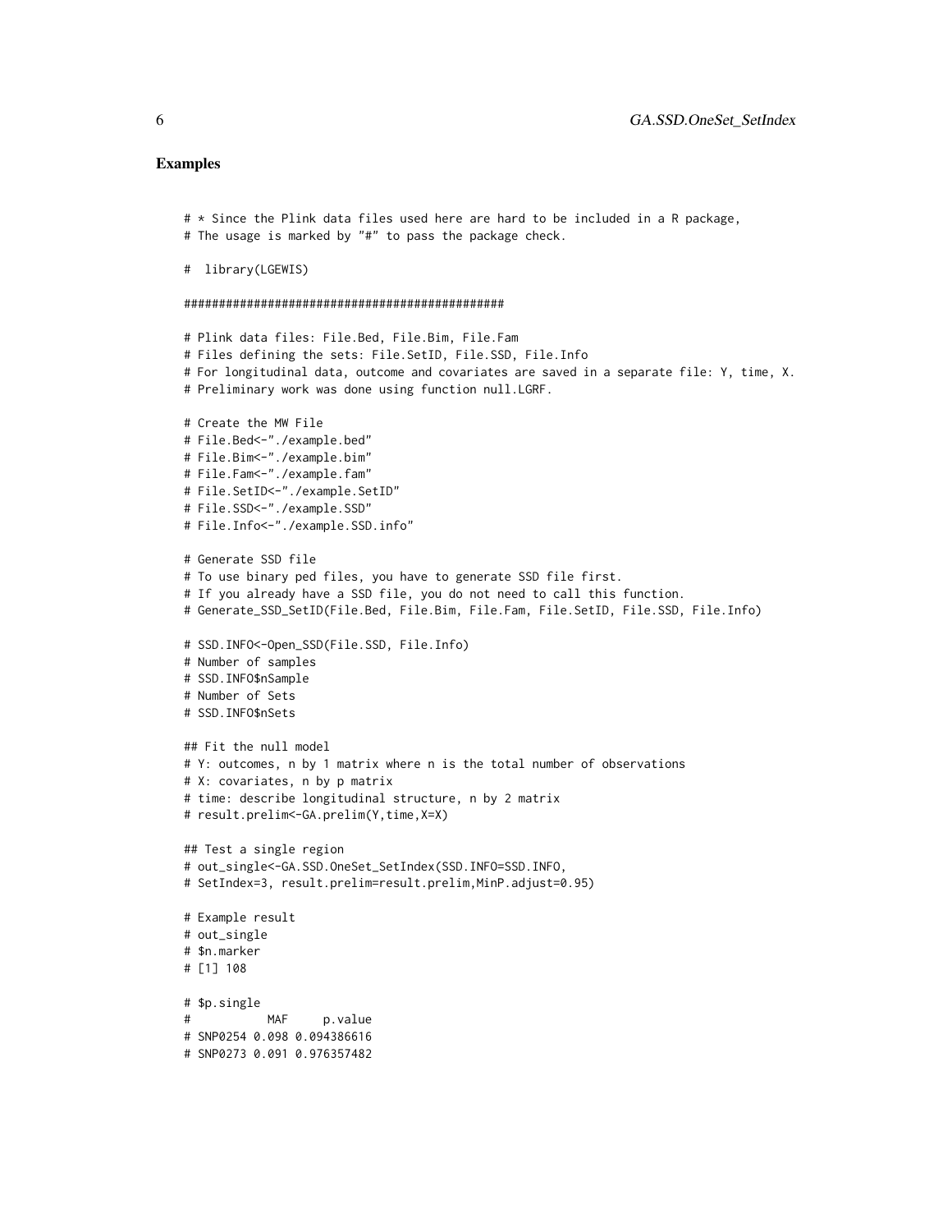## Examples

```
# * Since the Plink data files used here are hard to be included in a R package,
# The usage is marked by "#" to pass the package check.

#  library(LGEWIS)

##############################################

# Plink data files: File.Bed, File.Bim, File.Fam
# Files defining the sets: File.SetID, File.SSD, File.Info
# For longitudinal data, outcome and covariates are saved in a separate file: Y, time, X.
# Preliminary work was done using function null.LGRF.

# Create the MW File
# File.Bed<-"./example.bed"
# File.Bim<-"./example.bim"
# File.Fam<-"./example.fam"
# File.SetID<-"./example.SetID"
# File.SSD<-"./example.SSD"
# File.Info<-"./example.SSD.info"

# Generate SSD file
# To use binary ped files, you have to generate SSD file first.
# If you already have a SSD file, you do not need to call this function.
# Generate_SSD_SetID(File.Bed, File.Bim, File.Fam, File.SetID, File.SSD, File.Info)

# SSD.INFO<-Open_SSD(File.SSD, File.Info)
# Number of samples
# SSD.INFO$nSample
# Number of Sets
# SSD.INFO$nSets

## Fit the null model
# Y: outcomes, n by 1 matrix where n is the total number of observations
# X: covariates, n by p matrix
# time: describe longitudinal structure, n by 2 matrix
# result.prelim<-GA.prelim(Y,time,X=X)

## Test a single region
# out_single<-GA.SSD.OneSet_SetIndex(SSD.INFO=SSD.INFO,
# SetIndex=3, result.prelim=result.prelim,MinP.adjust=0.95)

# Example result
# out_single
# $n.marker
# [1] 108

# $p.single
#           MAF     p.value
# SNP0254 0.098 0.094386616
# SNP0273 0.091 0.976357482
```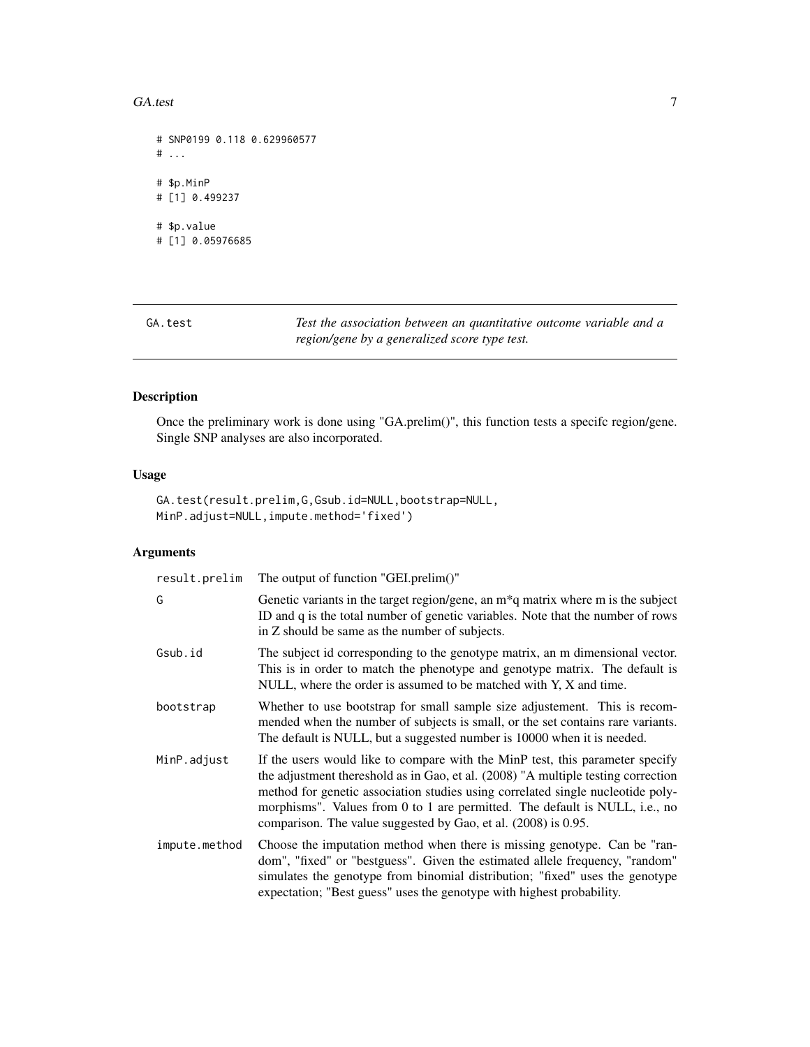```
# SNP0199 0.118 0.629960577
# ...

# $p.MinP
# [1] 0.499237

# $p.value
# [1] 0.05976685
```

## GA.test

*Test the association between an quantitative outcome variable and a region/gene by a generalized score type test.*

### Description

Once the preliminary work is done using "GA.prelim()", this function tests a specifc region/gene. Single SNP analyses are also incorporated.

### Usage

```
GA.test(result.prelim,G,Gsub.id=NULL,bootstrap=NULL,
MinP.adjust=NULL,impute.method='fixed')
```

### Arguments

| | |
|---|---|
| result.prelim | The output of function "GEI.prelim()" |
| G | Genetic variants in the target region/gene, an m*q matrix where m is the subject ID and q is the total number of genetic variables. Note that the number of rows in Z should be same as the number of subjects. |
| Gsub.id | The subject id corresponding to the genotype matrix, an m dimensional vector. This is in order to match the phenotype and genotype matrix. The default is NULL, where the order is assumed to be matched with Y, X and time. |
| bootstrap | Whether to use bootstrap for small sample size adjustement. This is recommended when the number of subjects is small, or the set contains rare variants. The default is NULL, but a suggested number is 10000 when it is needed. |
| MinP.adjust | If the users would like to compare with the MinP test, this parameter specify the adjustment thereshold as in Gao, et al. (2008) "A multiple testing correction method for genetic association studies using correlated single nucleotide polymorphisms". Values from 0 to 1 are permitted. The default is NULL, i.e., no comparison. The value suggested by Gao, et al. (2008) is 0.95. |
| impute.method | Choose the imputation method when there is missing genotype. Can be "random", "fixed" or "bestguess". Given the estimated allele frequency, "random" simulates the genotype from binomial distribution; "fixed" uses the genotype expectation; "Best guess" uses the genotype with highest probability. |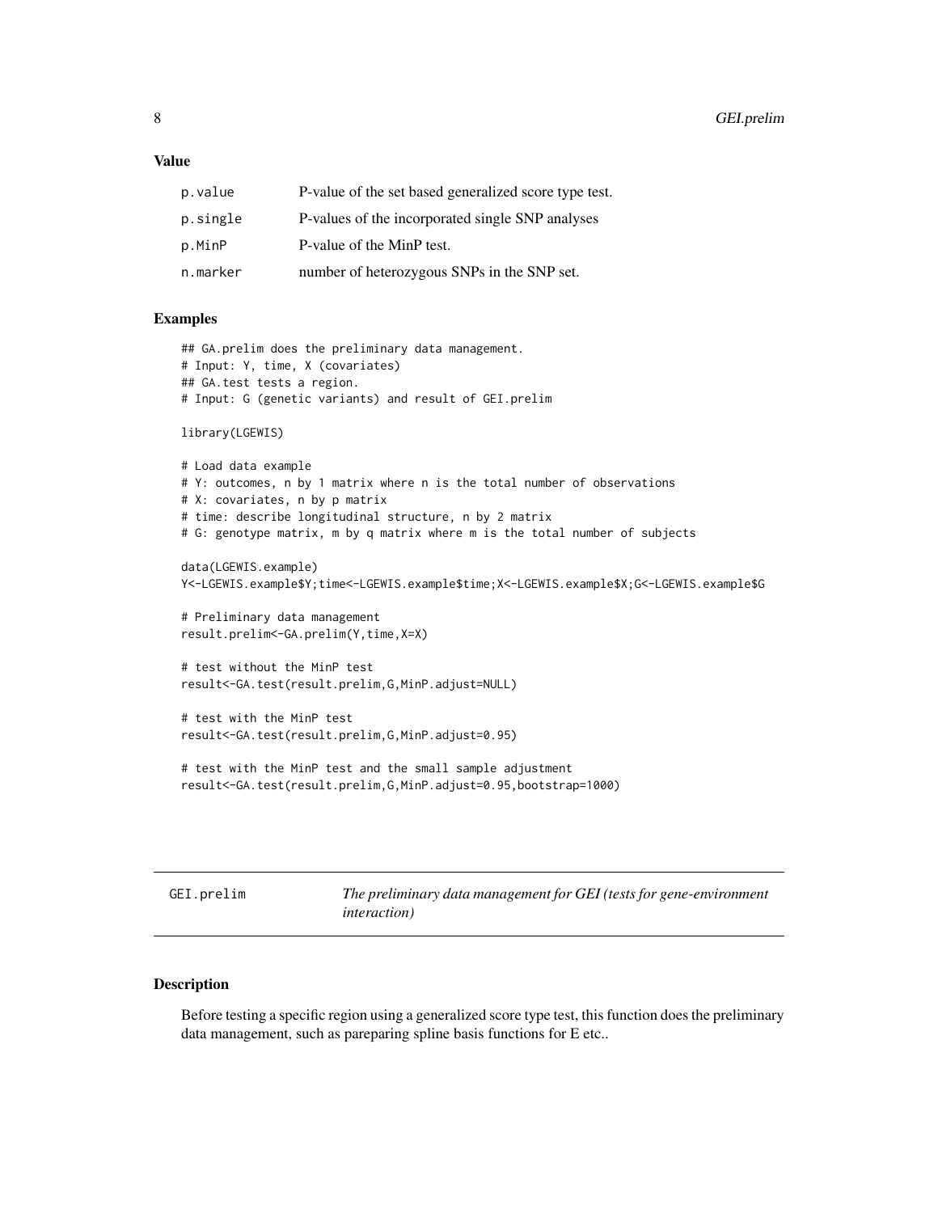### Value

| | |
|---|---|
| p.value | P-value of the set based generalized score type test. |
| p.single | P-values of the incorporated single SNP analyses |
| p.MinP | P-value of the MinP test. |
| n.marker | number of heterozygous SNPs in the SNP set. |

### Examples

```
## GA.prelim does the preliminary data management.
# Input: Y, time, X (covariates)
## GA.test tests a region.
# Input: G (genetic variants) and result of GEI.prelim

library(LGEWIS)

# Load data example
# Y: outcomes, n by 1 matrix where n is the total number of observations
# X: covariates, n by p matrix
# time: describe longitudinal structure, n by 2 matrix
# G: genotype matrix, m by q matrix where m is the total number of subjects

data(LGEWIS.example)
Y<-LGEWIS.example$Y;time<-LGEWIS.example$time;X<-LGEWIS.example$X;G<-LGEWIS.example$G

# Preliminary data management
result.prelim<-GA.prelim(Y,time,X=X)

# test without the MinP test
result<-GA.test(result.prelim,G,MinP.adjust=NULL)

# test with the MinP test
result<-GA.test(result.prelim,G,MinP.adjust=0.95)

# test with the MinP test and the small sample adjustment
result<-GA.test(result.prelim,G,MinP.adjust=0.95,bootstrap=1000)
```

## GEI.prelim    *The preliminary data management for GEI (tests for gene-environment interaction)*

### Description

Before testing a specific region using a generalized score type test, this function does the preliminary data management, such as pareparing spline basis functions for E etc..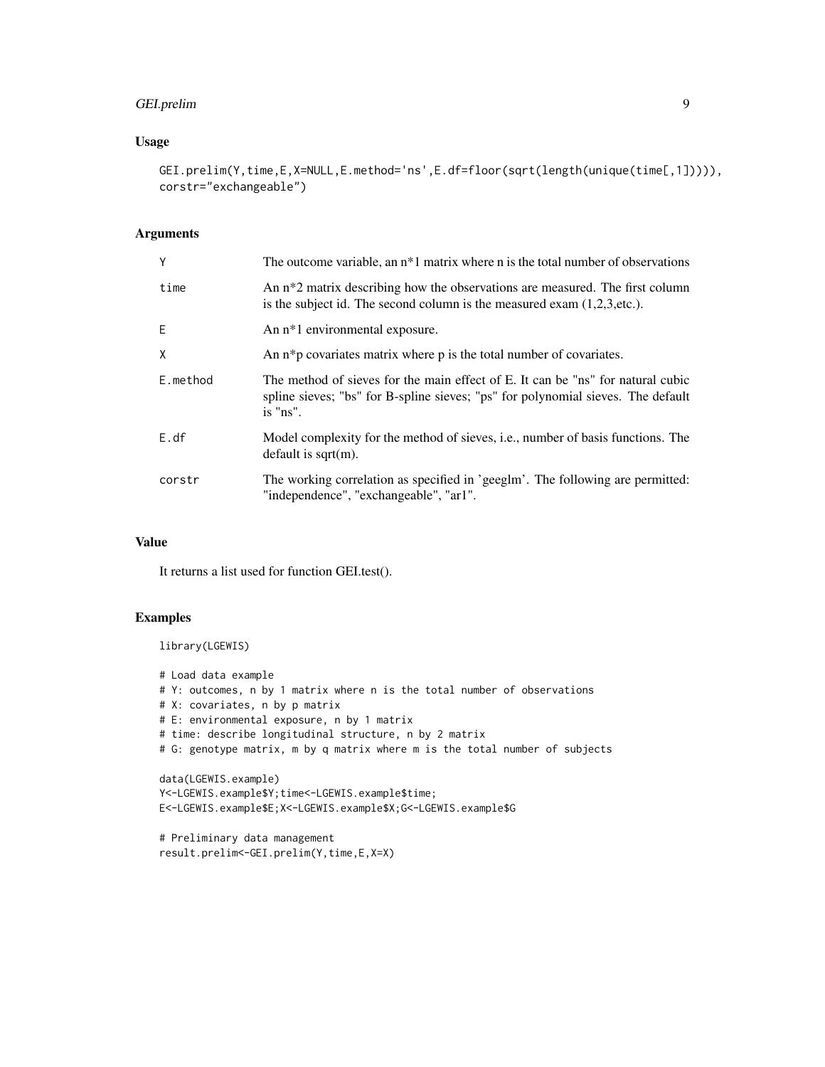### Usage

```
GEI.prelim(Y,time,E,X=NULL,E.method='ns',E.df=floor(sqrt(length(unique(time[,1])))),
corstr="exchangeable")
```

### Arguments

| | |
|---|---|
| Y | The outcome variable, an n*1 matrix where n is the total number of observations |
| time | An n*2 matrix describing how the observations are measured. The first column is the subject id. The second column is the measured exam (1,2,3,etc.). |
| E | An n*1 environmental exposure. |
| X | An n*p covariates matrix where p is the total number of covariates. |
| E.method | The method of sieves for the main effect of E. It can be "ns" for natural cubic spline sieves; "bs" for B-spline sieves; "ps" for polynomial sieves. The default is "ns". |
| E.df | Model complexity for the method of sieves, i.e., number of basis functions. The default is sqrt(m). |
| corstr | The working correlation as specified in 'geeglm'. The following are permitted: "independence", "exchangeable", "ar1". |

### Value

It returns a list used for function GEI.test().

### Examples

```
library(LGEWIS)

# Load data example
# Y: outcomes, n by 1 matrix where n is the total number of observations
# X: covariates, n by p matrix
# E: environmental exposure, n by 1 matrix
# time: describe longitudinal structure, n by 2 matrix
# G: genotype matrix, m by q matrix where m is the total number of subjects

data(LGEWIS.example)
Y<-LGEWIS.example$Y;time<-LGEWIS.example$time;
E<-LGEWIS.example$E;X<-LGEWIS.example$X;G<-LGEWIS.example$G

# Preliminary data management
result.prelim<-GEI.prelim(Y,time,E,X=X)
```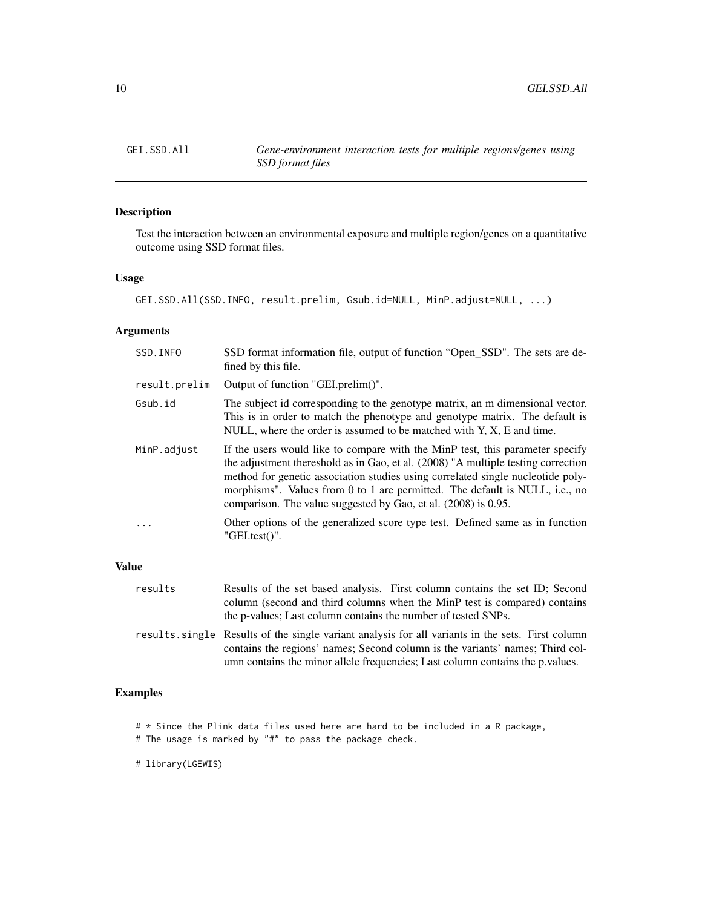# GEI.SSD.All — *Gene-environment interaction tests for multiple regions/genes using SSD format files*

## Description

Test the interaction between an environmental exposure and multiple region/genes on a quantitative outcome using SSD format files.

## Usage

```
GEI.SSD.All(SSD.INFO, result.prelim, Gsub.id=NULL, MinP.adjust=NULL, ...)
```

## Arguments

| | |
|---|---|
| SSD.INFO | SSD format information file, output of function "Open_SSD". The sets are defined by this file. |
| result.prelim | Output of function "GEI.prelim()". |
| Gsub.id | The subject id corresponding to the genotype matrix, an m dimensional vector. This is in order to match the phenotype and genotype matrix. The default is NULL, where the order is assumed to be matched with Y, X, E and time. |
| MinP.adjust | If the users would like to compare with the MinP test, this parameter specify the adjustment thereshold as in Gao, et al. (2008) "A multiple testing correction method for genetic association studies using correlated single nucleotide polymorphisms". Values from 0 to 1 are permitted. The default is NULL, i.e., no comparison. The value suggested by Gao, et al. (2008) is 0.95. |
| ... | Other options of the generalized score type test. Defined same as in function "GEI.test()". |

## Value

| | |
|---|---|
| results | Results of the set based analysis. First column contains the set ID; Second column (second and third columns when the MinP test is compared) contains the p-values; Last column contains the number of tested SNPs. |
| results.single | Results of the single variant analysis for all variants in the sets. First column contains the regions' names; Second column is the variants' names; Third column contains the minor allele frequencies; Last column contains the p.values. |

## Examples

```
# * Since the Plink data files used here are hard to be included in a R package,
# The usage is marked by "#" to pass the package check.

# library(LGEWIS)
```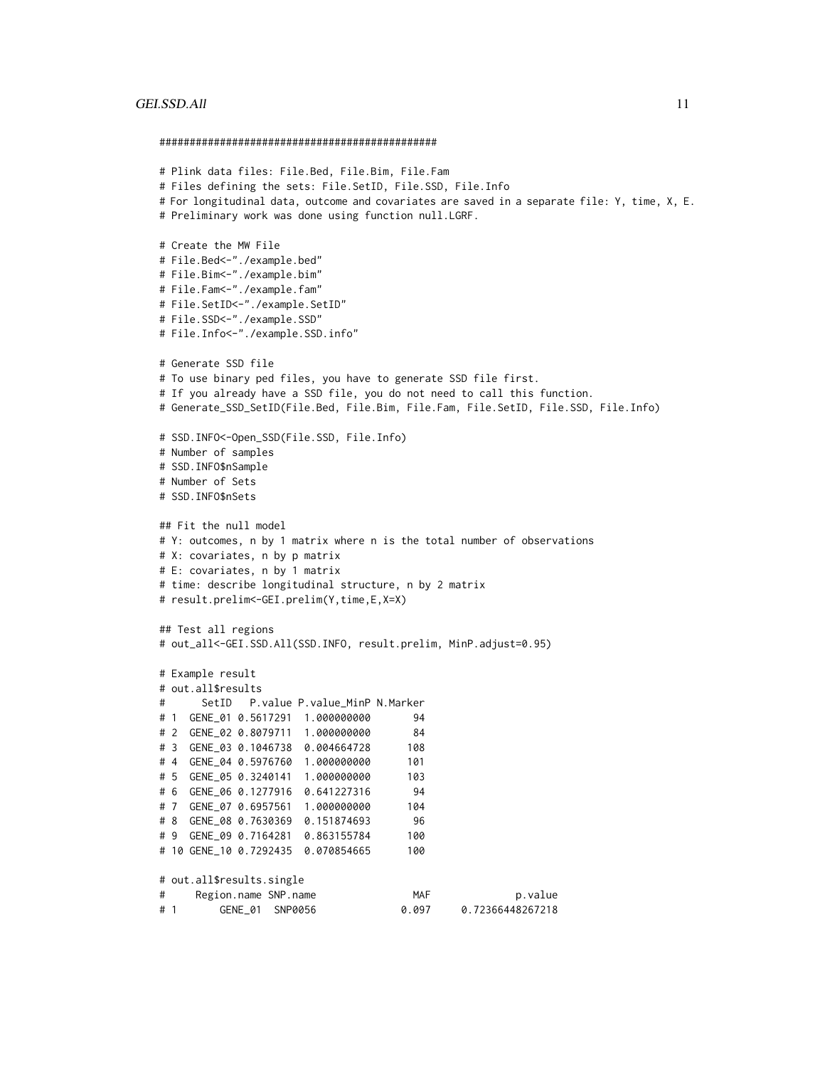```
##############################################

# Plink data files: File.Bed, File.Bim, File.Fam
# Files defining the sets: File.SetID, File.SSD, File.Info
# For longitudinal data, outcome and covariates are saved in a separate file: Y, time, X, E.
# Preliminary work was done using function null.LGRF.

# Create the MW File
# File.Bed<-"./example.bed"
# File.Bim<-"./example.bim"
# File.Fam<-"./example.fam"
# File.SetID<-"./example.SetID"
# File.SSD<-"./example.SSD"
# File.Info<-"./example.SSD.info"

# Generate SSD file
# To use binary ped files, you have to generate SSD file first.
# If you already have a SSD file, you do not need to call this function.
# Generate_SSD_SetID(File.Bed, File.Bim, File.Fam, File.SetID, File.SSD, File.Info)

# SSD.INFO<-Open_SSD(File.SSD, File.Info)
# Number of samples
# SSD.INFO$nSample
# Number of Sets
# SSD.INFO$nSets

## Fit the null model
# Y: outcomes, n by 1 matrix where n is the total number of observations
# X: covariates, n by p matrix
# E: covariates, n by 1 matrix
# time: describe longitudinal structure, n by 2 matrix
# result.prelim<-GEI.prelim(Y,time,E,X=X)

## Test all regions
# out_all<-GEI.SSD.All(SSD.INFO, result.prelim, MinP.adjust=0.95)

# Example result
# out.all$results
#      SetID   P.value P.value_MinP N.Marker
# 1  GENE_01 0.5617291  1.000000000       94
# 2  GENE_02 0.8079711  1.000000000       84
# 3  GENE_03 0.1046738  0.004664728      108
# 4  GENE_04 0.5976760  1.000000000      101
# 5  GENE_05 0.3240141  1.000000000      103
# 6  GENE_06 0.1277916  0.641227316       94
# 7  GENE_07 0.6957561  1.000000000      104
# 8  GENE_08 0.7630369  0.151874693       96
# 9  GENE_09 0.7164281  0.863155784      100
# 10 GENE_10 0.7292435  0.070854665      100

# out.all$results.single
#     Region.name SNP.name                MAF              p.value
# 1       GENE_01  SNP0056              0.097     0.72366448267218
```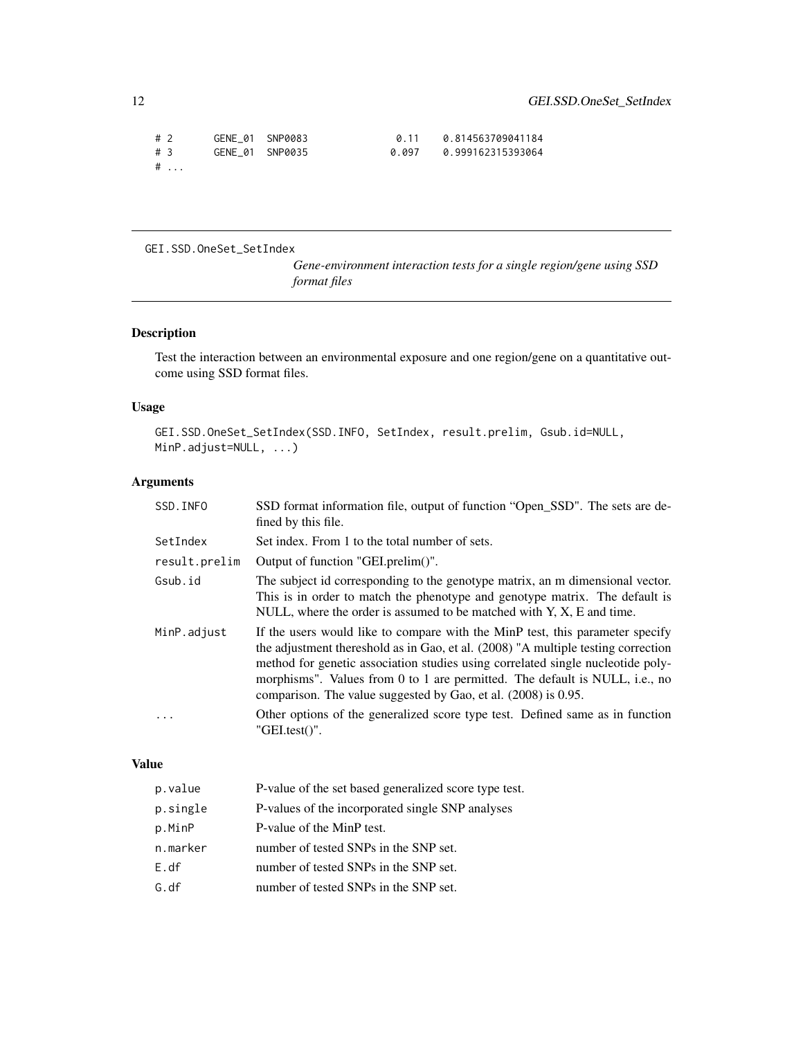```
# 2      GENE_01  SNP0083            0.11    0.814563709041184
# 3      GENE_01  SNP0035           0.097    0.999162315393064
# ...
```

---

## GEI.SSD.OneSet_SetIndex

*Gene-environment interaction tests for a single region/gene using SSD format files*

---

### Description

Test the interaction between an environmental exposure and one region/gene on a quantitative outcome using SSD format files.

### Usage

```
GEI.SSD.OneSet_SetIndex(SSD.INFO, SetIndex, result.prelim, Gsub.id=NULL,
MinP.adjust=NULL, ...)
```

### Arguments

| | |
|---|---|
| `SSD.INFO` | SSD format information file, output of function "Open_SSD". The sets are defined by this file. |
| `SetIndex` | Set index. From 1 to the total number of sets. |
| `result.prelim` | Output of function "GEI.prelim()". |
| `Gsub.id` | The subject id corresponding to the genotype matrix, an m dimensional vector. This is in order to match the phenotype and genotype matrix. The default is NULL, where the order is assumed to be matched with Y, X, E and time. |
| `MinP.adjust` | If the users would like to compare with the MinP test, this parameter specify the adjustment thereshold as in Gao, et al. (2008) "A multiple testing correction method for genetic association studies using correlated single nucleotide polymorphisms". Values from 0 to 1 are permitted. The default is NULL, i.e., no comparison. The value suggested by Gao, et al. (2008) is 0.95. |
| `...` | Other options of the generalized score type test. Defined same as in function "GEI.test()". |

### Value

| | |
|---|---|
| `p.value` | P-value of the set based generalized score type test. |
| `p.single` | P-values of the incorporated single SNP analyses |
| `p.MinP` | P-value of the MinP test. |
| `n.marker` | number of tested SNPs in the SNP set. |
| `E.df` | number of tested SNPs in the SNP set. |
| `G.df` | number of tested SNPs in the SNP set. |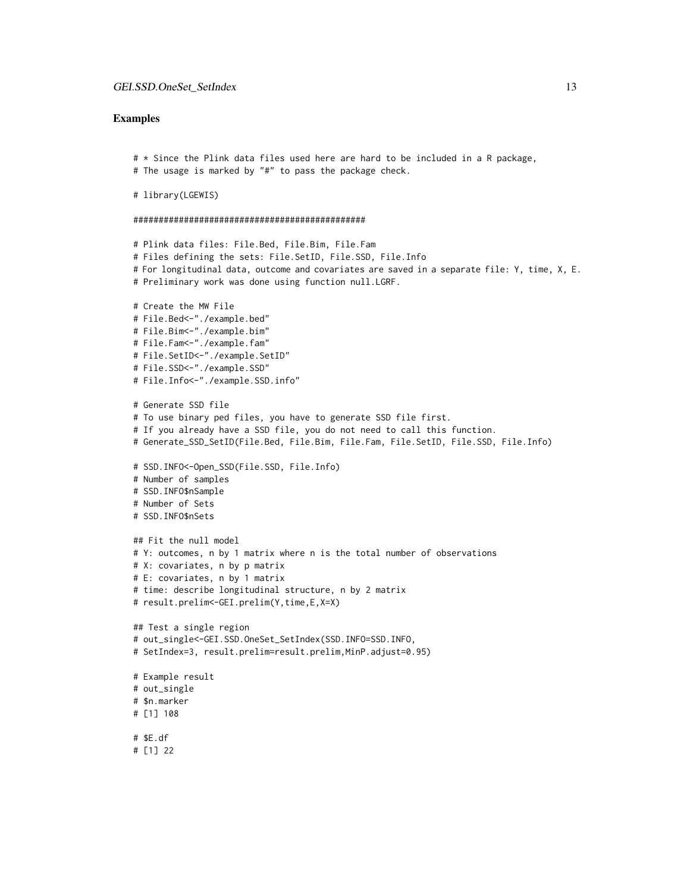## Examples

```
# * Since the Plink data files used here are hard to be included in a R package,
# The usage is marked by "#" to pass the package check.

# library(LGEWIS)

##############################################

# Plink data files: File.Bed, File.Bim, File.Fam
# Files defining the sets: File.SetID, File.SSD, File.Info
# For longitudinal data, outcome and covariates are saved in a separate file: Y, time, X, E.
# Preliminary work was done using function null.LGRF.

# Create the MW File
# File.Bed<-"./example.bed"
# File.Bim<-"./example.bim"
# File.Fam<-"./example.fam"
# File.SetID<-"./example.SetID"
# File.SSD<-"./example.SSD"
# File.Info<-"./example.SSD.info"

# Generate SSD file
# To use binary ped files, you have to generate SSD file first.
# If you already have a SSD file, you do not need to call this function.
# Generate_SSD_SetID(File.Bed, File.Bim, File.Fam, File.SetID, File.SSD, File.Info)

# SSD.INFO<-Open_SSD(File.SSD, File.Info)
# Number of samples
# SSD.INFO$nSample
# Number of Sets
# SSD.INFO$nSets

## Fit the null model
# Y: outcomes, n by 1 matrix where n is the total number of observations
# X: covariates, n by p matrix
# E: covariates, n by 1 matrix
# time: describe longitudinal structure, n by 2 matrix
# result.prelim<-GEI.prelim(Y,time,E,X=X)

## Test a single region
# out_single<-GEI.SSD.OneSet_SetIndex(SSD.INFO=SSD.INFO,
# SetIndex=3, result.prelim=result.prelim,MinP.adjust=0.95)

# Example result
# out_single
# $n.marker
# [1] 108

# $E.df
# [1] 22
```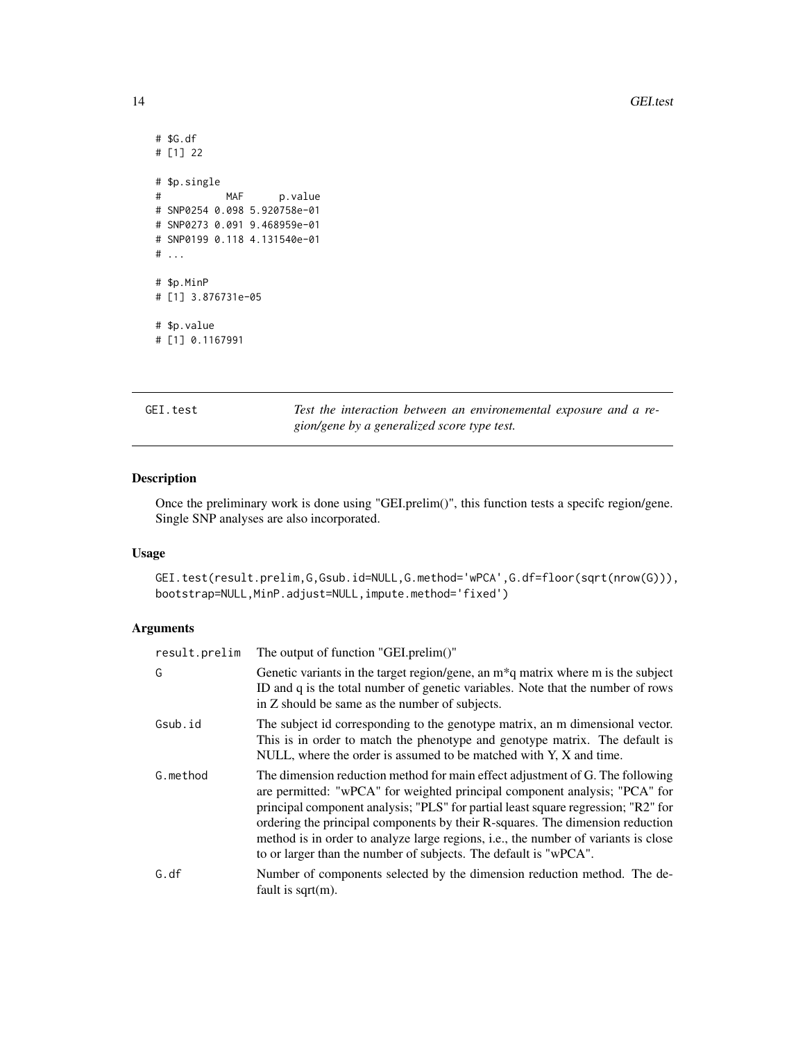```
# $G.df
# [1] 22

# $p.single
#           MAF      p.value
# SNP0254 0.098 5.920758e-01
# SNP0273 0.091 9.468959e-01
# SNP0199 0.118 4.131540e-01
# ...

# $p.MinP
# [1] 3.876731e-05

# $p.value
# [1] 0.1167991
```

## GEI.test

*Test the interaction between an environemental exposure and a region/gene by a generalized score type test.*

### Description

Once the preliminary work is done using "GEI.prelim()", this function tests a specifc region/gene. Single SNP analyses are also incorporated.

### Usage

```
GEI.test(result.prelim,G,Gsub.id=NULL,G.method='wPCA',G.df=floor(sqrt(nrow(G))),
bootstrap=NULL,MinP.adjust=NULL,impute.method='fixed')
```

### Arguments

| | |
|---|---|
| result.prelim | The output of function "GEI.prelim()" |
| G | Genetic variants in the target region/gene, an m*q matrix where m is the subject ID and q is the total number of genetic variables. Note that the number of rows in Z should be same as the number of subjects. |
| Gsub.id | The subject id corresponding to the genotype matrix, an m dimensional vector. This is in order to match the phenotype and genotype matrix. The default is NULL, where the order is assumed to be matched with Y, X and time. |
| G.method | The dimension reduction method for main effect adjustment of G. The following are permitted: "wPCA" for weighted principal component analysis; "PCA" for principal component analysis; "PLS" for partial least square regression; "R2" for ordering the principal components by their R-squares. The dimension reduction method is in order to analyze large regions, i.e., the number of variants is close to or larger than the number of subjects. The default is "wPCA". |
| G.df | Number of components selected by the dimension reduction method. The default is sqrt(m). |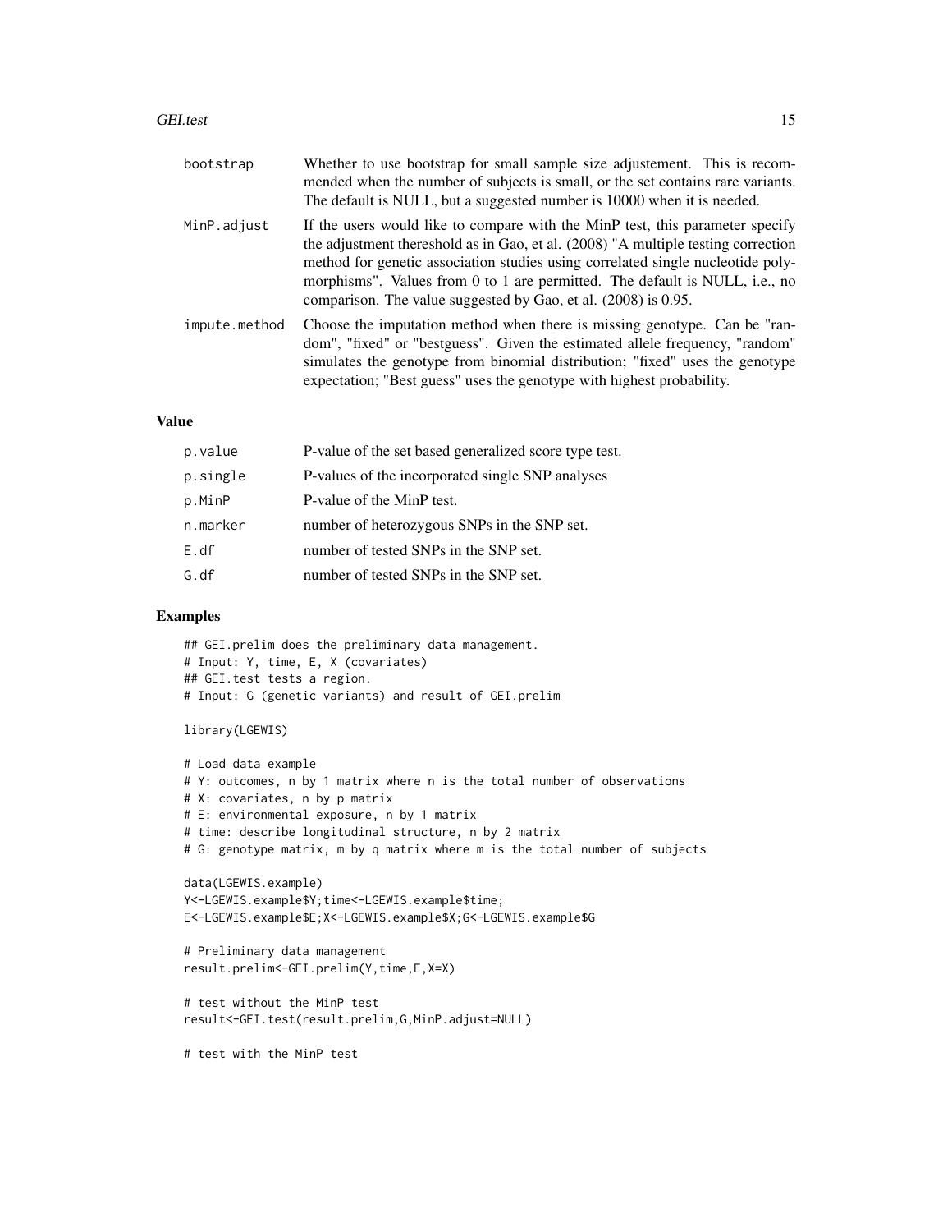bootstrap
: Whether to use bootstrap for small sample size adjustement. This is recommended when the number of subjects is small, or the set contains rare variants. The default is NULL, but a suggested number is 10000 when it is needed.

MinP.adjust
: If the users would like to compare with the MinP test, this parameter specify the adjustment thereshold as in Gao, et al. (2008) "A multiple testing correction method for genetic association studies using correlated single nucleotide polymorphisms". Values from 0 to 1 are permitted. The default is NULL, i.e., no comparison. The value suggested by Gao, et al. (2008) is 0.95.

impute.method
: Choose the imputation method when there is missing genotype. Can be "random", "fixed" or "bestguess". Given the estimated allele frequency, "random" simulates the genotype from binomial distribution; "fixed" uses the genotype expectation; "Best guess" uses the genotype with highest probability.

## Value

| | |
|---|---|
| p.value | P-value of the set based generalized score type test. |
| p.single | P-values of the incorporated single SNP analyses |
| p.MinP | P-value of the MinP test. |
| n.marker | number of heterozygous SNPs in the SNP set. |
| E.df | number of tested SNPs in the SNP set. |
| G.df | number of tested SNPs in the SNP set. |

## Examples

```
## GEI.prelim does the preliminary data management.
# Input: Y, time, E, X (covariates)
## GEI.test tests a region.
# Input: G (genetic variants) and result of GEI.prelim

library(LGEWIS)

# Load data example
# Y: outcomes, n by 1 matrix where n is the total number of observations
# X: covariates, n by p matrix
# E: environmental exposure, n by 1 matrix
# time: describe longitudinal structure, n by 2 matrix
# G: genotype matrix, m by q matrix where m is the total number of subjects

data(LGEWIS.example)
Y<-LGEWIS.example$Y;time<-LGEWIS.example$time;
E<-LGEWIS.example$E;X<-LGEWIS.example$X;G<-LGEWIS.example$G

# Preliminary data management
result.prelim<-GEI.prelim(Y,time,E,X=X)

# test without the MinP test
result<-GEI.test(result.prelim,G,MinP.adjust=NULL)

# test with the MinP test
```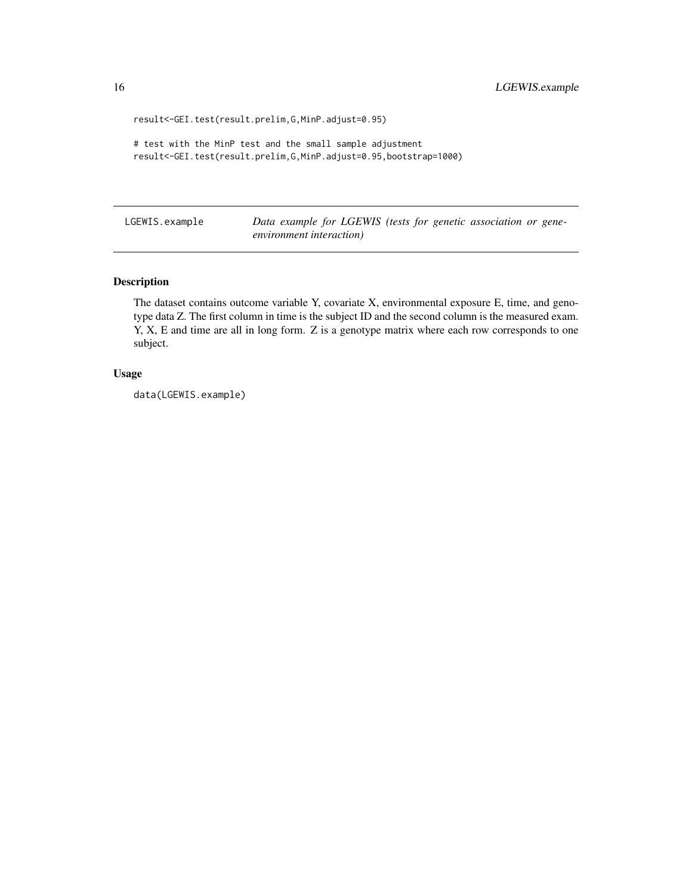```
result<-GEI.test(result.prelim,G,MinP.adjust=0.95)

# test with the MinP test and the small sample adjustment
result<-GEI.test(result.prelim,G,MinP.adjust=0.95,bootstrap=1000)
```

## LGEWIS.example — *Data example for LGEWIS (tests for genetic association or gene-environment interaction)*

### Description

The dataset contains outcome variable Y, covariate X, environmental exposure E, time, and genotype data Z. The first column in time is the subject ID and the second column is the measured exam. Y, X, E and time are all in long form. Z is a genotype matrix where each row corresponds to one subject.

### Usage

```
data(LGEWIS.example)
```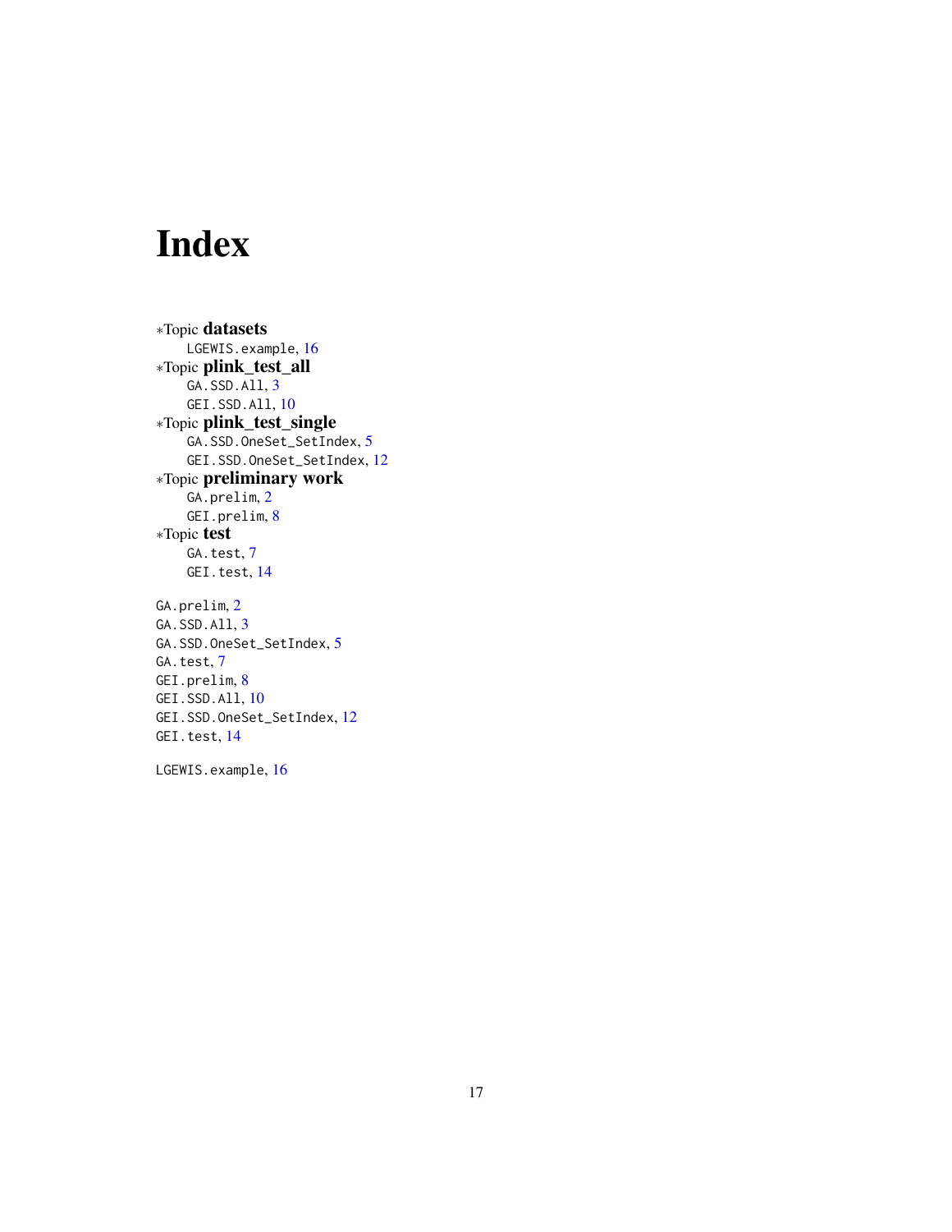# Index

*Topic **datasets**
  LGEWIS.example, 16
*Topic **plink_test_all**
  GA.SSD.All, 3
  GEI.SSD.All, 10
*Topic **plink_test_single**
  GA.SSD.OneSet_SetIndex, 5
  GEI.SSD.OneSet_SetIndex, 12
*Topic **preliminary work**
  GA.prelim, 2
  GEI.prelim, 8
*Topic **test**
  GA.test, 7
  GEI.test, 14

GA.prelim, 2
GA.SSD.All, 3
GA.SSD.OneSet_SetIndex, 5
GA.test, 7
GEI.prelim, 8
GEI.SSD.All, 10
GEI.SSD.OneSet_SetIndex, 12
GEI.test, 14

LGEWIS.example, 16